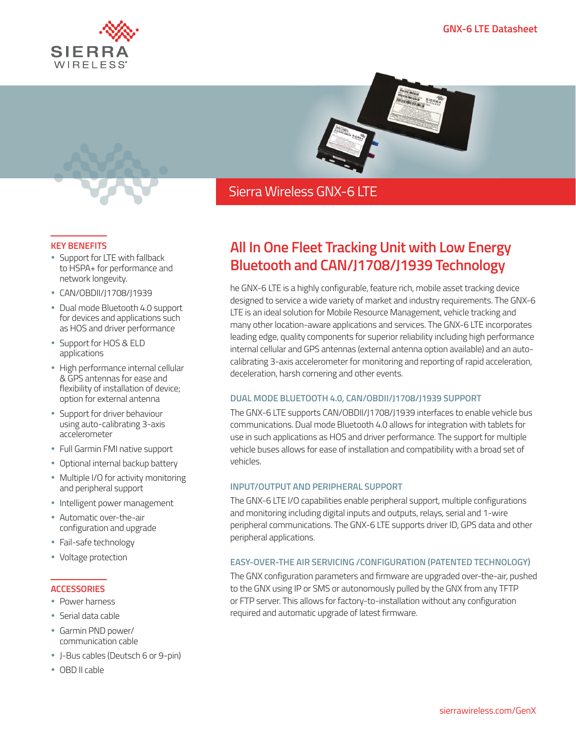GNX-6 LTE Datasheet

# Sierra Wireless GNX-6 LTE

## KEY BENEFITS

- Support for LTE with fallback to HSPA+ for performance and network longevity.
- CAN/OBDII/J1708/J1939
- Dual mode Bluetooth 4.0 support for devices and applications such as HOS and driver performance
- Support for HOS & ELD applications
- High performance internal cellular & GPS antennas for ease and flexibility of installation of device; option for external antenna
- Support for driver behaviour using auto-calibrating 3-axis accelerometer
- Full Garmin FMI native support
- Optional internal backup battery
- Multiple I/O for activity monitoring and peripheral support
- Intelligent power management
- Automatic over-the-air configuration and upgrade
- Fail-safe technology
- Voltage protection

## ACCESSORIES

- Power harness
- Serial data cable
- Garmin PND power/ communication cable
- J-Bus cables (Deutsch 6 or 9-pin)
- OBD II cable

## All In One Fleet Tracking Unit with Low Energy Bluetooth and CAN/J1708/J1939 Technology

he GNX-6 LTE is a highly configurable, feature rich, mobile asset tracking device designed to service a wide variety of market and industry requirements. The GNX-6 LTE is an ideal solution for Mobile Resource Management, vehicle tracking and many other location-aware applications and services. The GNX-6 LTE incorporates leading edge, quality components for superior reliability including high performance internal cellular and GPS antennas (external antenna option available) and an auto-calibrating 3-axis accelerometer for monitoring and reporting of rapid acceleration, deceleration, harsh cornering and other events.

### DUAL MODE BLUETOOTH 4.0, CAN/OBDII/J1708/J1939 SUPPORT

The GNX-6 LTE supports CAN/OBDII/J1708/J1939 interfaces to enable vehicle bus communications. Dual mode Bluetooth 4.0 allows for integration with tablets for use in such applications as HOS and driver performance. The support for multiple vehicle buses allows for ease of installation and compatibility with a broad set of vehicles.

### INPUT/OUTPUT AND PERIPHERAL SUPPORT

The GNX-6 LTE I/O capabilities enable peripheral support, multiple configurations and monitoring including digital inputs and outputs, relays, serial and 1-wire peripheral communications. The GNX-6 LTE supports driver ID, GPS data and other peripheral applications.

### EASY-OVER-THE AIR SERVICING /CONFIGURATION (PATENTED TECHNOLOGY)

The GNX configuration parameters and firmware are upgraded over-the-air, pushed to the GNX using IP or SMS or autonomously pulled by the GNX from any TFTP or FTP server. This allows for factory-to-installation without any configuration required and automatic upgrade of latest firmware.

sierrawireless.com/GenX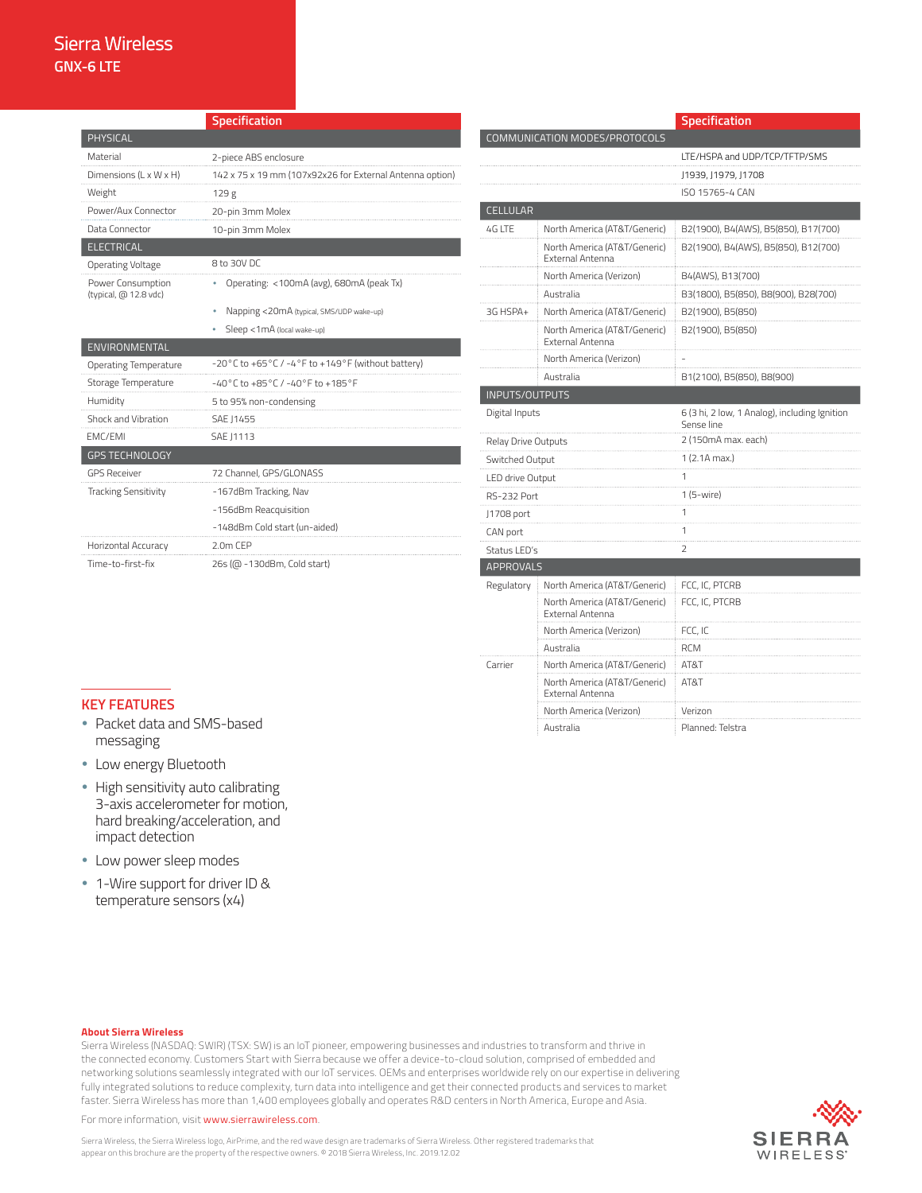# Sierra Wireless
## GNX-6 LTE

| | Specification |
|---|---|
| **PHYSICAL** | |
| Material | 2-piece ABS enclosure |
| Dimensions (L x W x H) | 142 x 75 x 19 mm (107x92x26 for External Antenna option) |
| Weight | 129 g |
| Power/Aux Connector | 20-pin 3mm Molex |
| Data Connector | 10-pin 3mm Molex |
| **ELECTRICAL** | |
| Operating Voltage | 8 to 30V DC |
| Power Consumption (typical, @ 12.8 vdc) | • Operating: <100mA (avg), 680mA (peak Tx) • Napping <20mA (typical, SMS/UDP wake-up) • Sleep <1mA (local wake-up) |
| **ENVIRONMENTAL** | |
| Operating Temperature | -20°C to +65°C / -4°F to +149°F (without battery) |
| Storage Temperature | -40°C to +85°C / -40°F to +185°F |
| Humidity | 5 to 95% non-condensing |
| Shock and Vibration | SAE J1455 |
| EMC/EMI | SAE J1113 |
| **GPS TECHNOLOGY** | |
| GPS Receiver | 72 Channel, GPS/GLONASS |
| Tracking Sensitivity | -167dBm Tracking, Nav |
| | -156dBm Reacquisition |
| | -148dBm Cold start (un-aided) |
| Horizontal Accuracy | 2.0m CEP |
| Time-to-first-fix | 26s (@ -130dBm, Cold start) |

| | | Specification |
|---|---|---|
| **COMMUNICATION MODES/PROTOCOLS** | | |
| | | LTE/HSPA and UDP/TCP/TFTP/SMS |
| | | J1939, J1979, J1708 |
| | | ISO 15765-4 CAN |
| **CELLULAR** | | |
| 4G LTE | North America (AT&T/Generic) | B2(1900), B4(AWS), B5(850), B17(700) |
| | North America (AT&T/Generic) External Antenna | B2(1900), B4(AWS), B5(850), B12(700) |
| | North America (Verizon) | B4(AWS), B13(700) |
| | Australia | B3(1800), B5(850), B8(900), B28(700) |
| 3G HSPA+ | North America (AT&T/Generic) | B2(1900), B5(850) |
| | North America (AT&T/Generic) External Antenna | B2(1900), B5(850) |
| | North America (Verizon) | - |
| | Australia | B1(2100), B5(850), B8(900) |
| **INPUTS/OUTPUTS** | | |
| Digital Inputs | | 6 (3 hi, 2 low, 1 Analog), including Ignition Sense line |
| Relay Drive Outputs | | 2 (150mA max. each) |
| Switched Output | | 1 (2.1A max.) |
| LED drive Output | | 1 |
| RS-232 Port | | 1 (5-wire) |
| J1708 port | | 1 |
| CAN port | | 1 |
| Status LED's | | 2 |
| **APPROVALS** | | |
| Regulatory | North America (AT&T/Generic) | FCC, IC, PTCRB |
| | North America (AT&T/Generic) External Antenna | FCC, IC, PTCRB |
| | North America (Verizon) | FCC, IC |
| | Australia | RCM |
| Carrier | North America (AT&T/Generic) | AT&T |
| | North America (AT&T/Generic) External Antenna | AT&T |
| | North America (Verizon) | Verizon |
| | Australia | Planned: Telstra |

## KEY FEATURES

- Packet data and SMS-based messaging
- Low energy Bluetooth
- High sensitivity auto calibrating 3-axis accelerometer for motion, hard breaking/acceleration, and impact detection
- Low power sleep modes
- 1-Wire support for driver ID & temperature sensors (x4)

**About Sierra Wireless**

Sierra Wireless (NASDAQ: SWIR) (TSX: SW) is an IoT pioneer, empowering businesses and industries to transform and thrive in the connected economy. Customers Start with Sierra because we offer a device-to-cloud solution, comprised of embedded and networking solutions seamlessly integrated with our IoT services. OEMs and enterprises worldwide rely on our expertise in delivering fully integrated solutions to reduce complexity, turn data into intelligence and get their connected products and services to market faster. Sierra Wireless has more than 1,400 employees globally and operates R&D centers in North America, Europe and Asia.

For more information, visit www.sierrawireless.com.

Sierra Wireless, the Sierra Wireless logo, AirPrime, and the red wave design are trademarks of Sierra Wireless. Other registered trademarks that appear on this brochure are the property of the respective owners. © 2018 Sierra Wireless, Inc. 2019.12.02

SIERRA WIRELESS